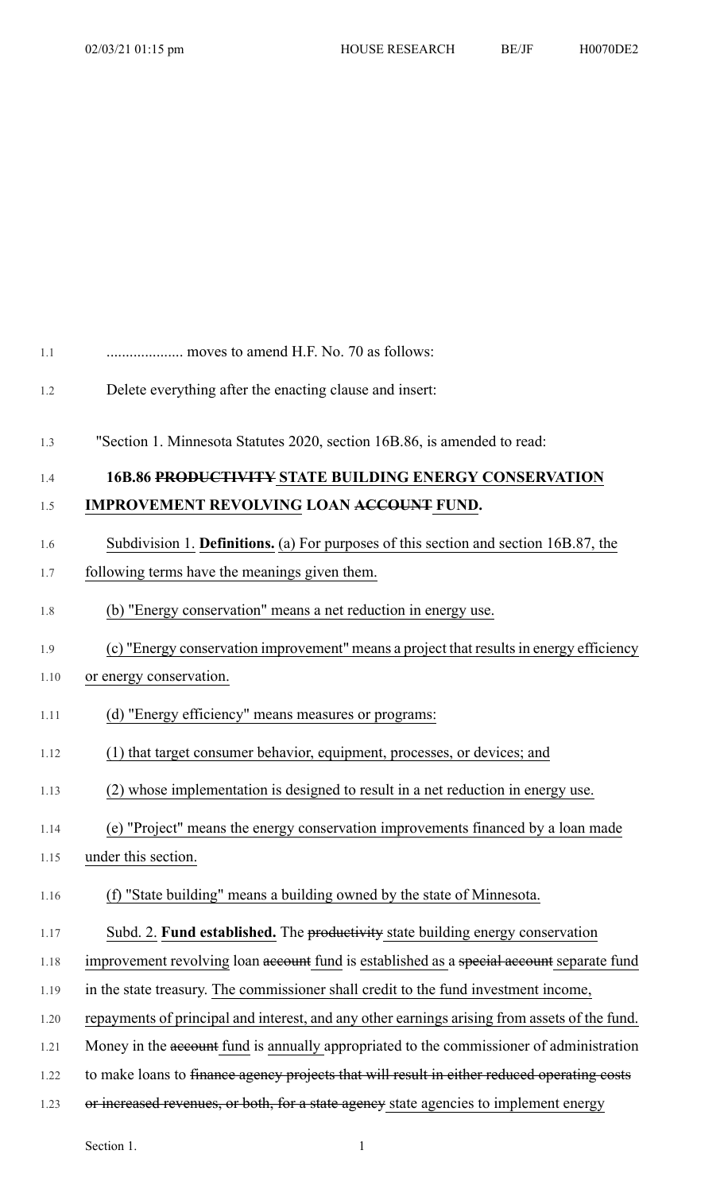.................... moves to amend H.F. No. 70 as follows:

Delete everything after the enacting clause and insert:

"Section 1. Minnesota Statutes 2020, section 16B.86, is amended to read:

**16B.86 ~~PRODUCTIVITY~~ STATE BUILDING ENERGY CONSERVATION IMPROVEMENT REVOLVING LOAN ~~ACCOUNT~~ FUND.**

Subdivision 1. **Definitions.** (a) For purposes of this section and section 16B.87, the following terms have the meanings given them.

(b) "Energy conservation" means a net reduction in energy use.

(c) "Energy conservation improvement" means a project that results in energy efficiency or energy conservation.

(d) "Energy efficiency" means measures or programs:

(1) that target consumer behavior, equipment, processes, or devices; and

(2) whose implementation is designed to result in a net reduction in energy use.

(e) "Project" means the energy conservation improvements financed by a loan made under this section.

(f) "State building" means a building owned by the state of Minnesota.

Subd. 2. **Fund established.** The ~~productivity~~ state building energy conservation improvement revolving loan ~~account~~ fund is established as a ~~special account~~ separate fund in the state treasury. The commissioner shall credit to the fund investment income, repayments of principal and interest, and any other earnings arising from assets of the fund. Money in the ~~account~~ fund is annually appropriated to the commissioner of administration to make loans to ~~finance agency projects that will result in either reduced operating costs or increased revenues, or both, for a state agency~~ state agencies to implement energy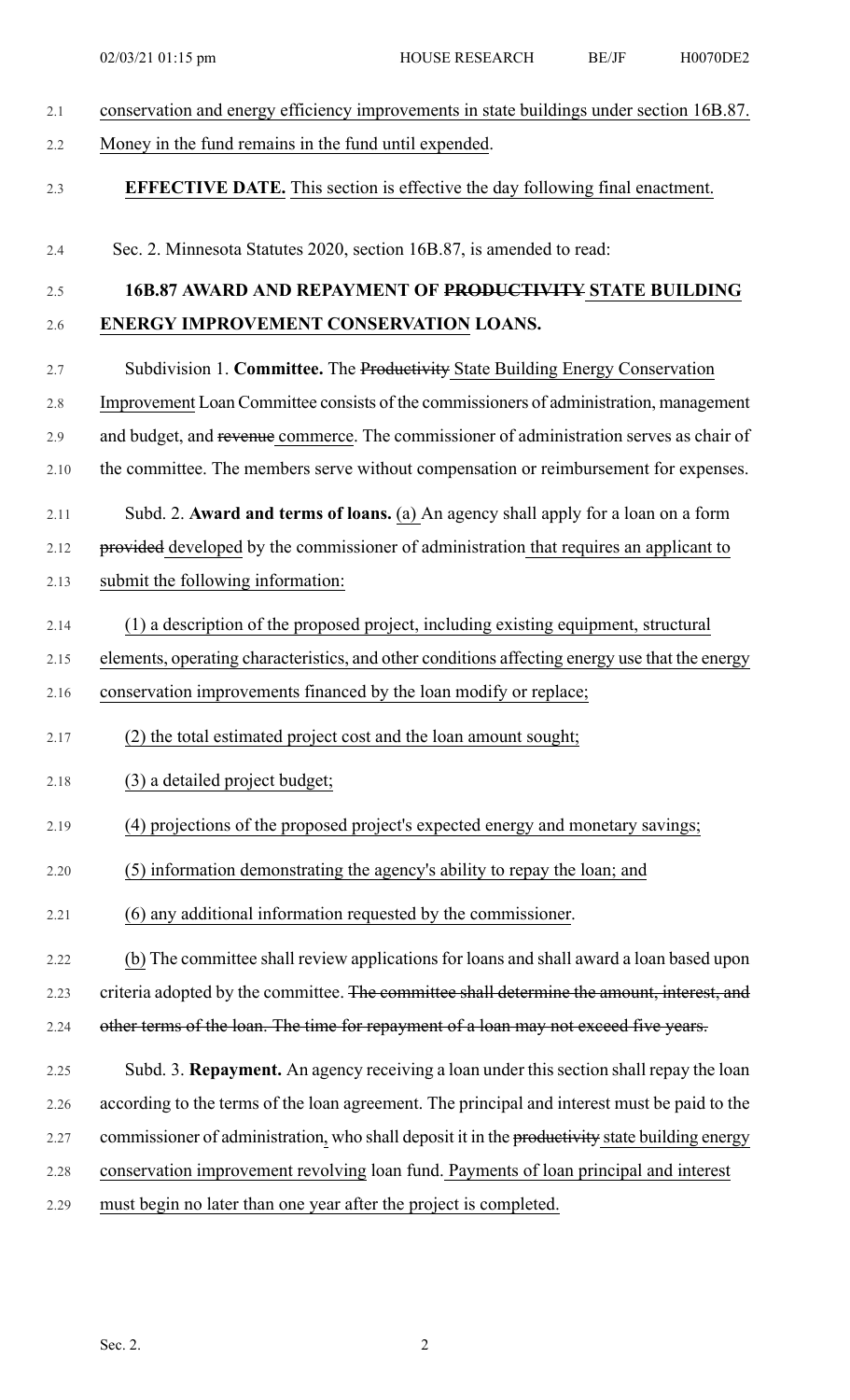conservation and energy efficiency improvements in state buildings under section 16B.87. Money in the fund remains in the fund until expended.

**EFFECTIVE DATE.** This section is effective the day following final enactment.

Sec. 2. Minnesota Statutes 2020, section 16B.87, is amended to read:

**16B.87 AWARD AND REPAYMENT OF ~~PRODUCTIVITY~~ STATE BUILDING ENERGY IMPROVEMENT CONSERVATION LOANS.**

Subdivision 1. **Committee.** The ~~Productivity~~ State Building Energy Conservation Improvement Loan Committee consists of the commissioners of administration, management and budget, and ~~revenue~~ commerce. The commissioner of administration serves as chair of the committee. The members serve without compensation or reimbursement for expenses.

Subd. 2. **Award and terms of loans.** (a) An agency shall apply for a loan on a form ~~provided~~ developed by the commissioner of administration that requires an applicant to submit the following information:

(1) a description of the proposed project, including existing equipment, structural elements, operating characteristics, and other conditions affecting energy use that the energy conservation improvements financed by the loan modify or replace;

(2) the total estimated project cost and the loan amount sought;

(3) a detailed project budget;

(4) projections of the proposed project's expected energy and monetary savings;

(5) information demonstrating the agency's ability to repay the loan; and

(6) any additional information requested by the commissioner.

(b) The committee shall review applications for loans and shall award a loan based upon criteria adopted by the committee. ~~The committee shall determine the amount, interest, and other terms of the loan. The time for repayment of a loan may not exceed five years.~~

Subd. 3. **Repayment.** An agency receiving a loan under this section shall repay the loan according to the terms of the loan agreement. The principal and interest must be paid to the commissioner of administration, who shall deposit it in the ~~productivity~~ state building energy conservation improvement revolving loan fund. Payments of loan principal and interest must begin no later than one year after the project is completed.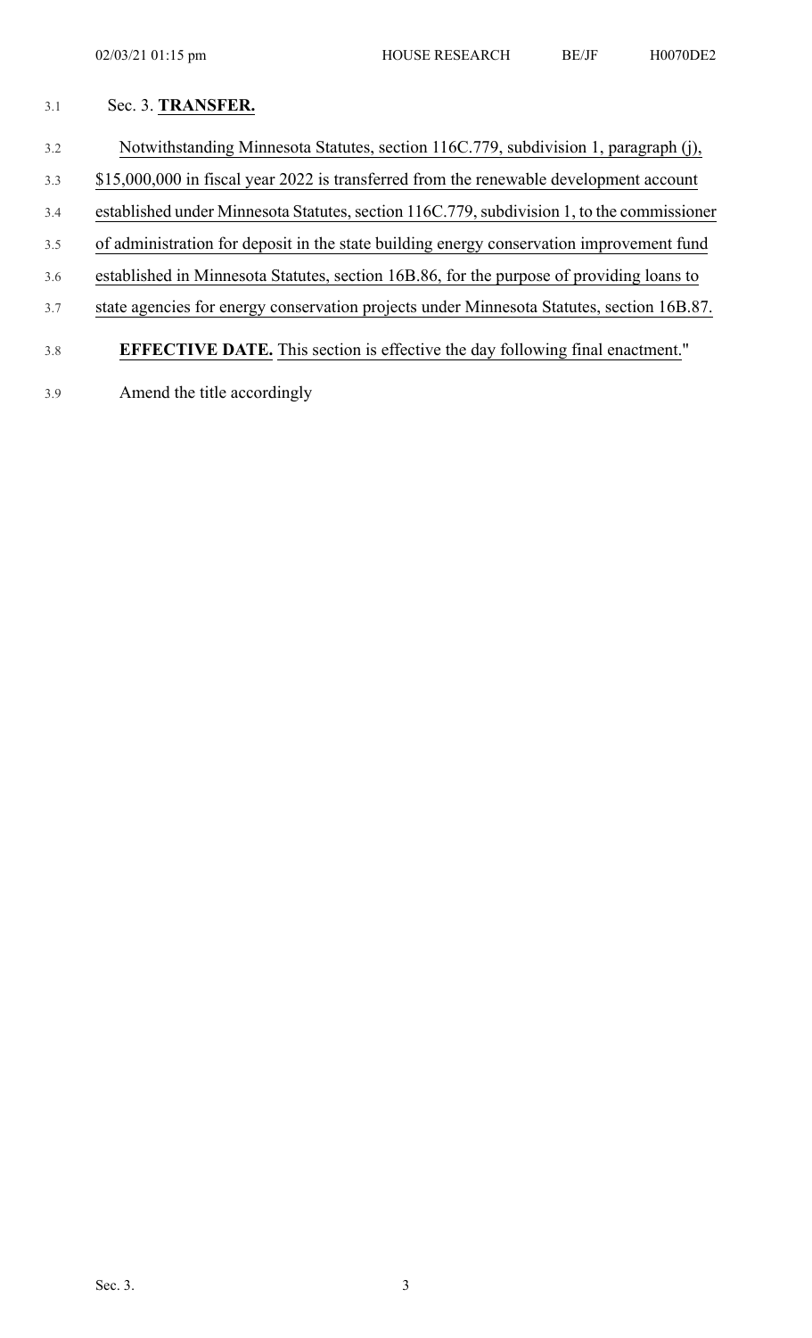Sec. 3. **TRANSFER.**

Notwithstanding Minnesota Statutes, section 116C.779, subdivision 1, paragraph (j), $15,000,000 in fiscal year 2022 is transferred from the renewable development account established under Minnesota Statutes, section 116C.779, subdivision 1, to the commissioner of administration for deposit in the state building energy conservation improvement fund established in Minnesota Statutes, section 16B.86, for the purpose of providing loans to state agencies for energy conservation projects under Minnesota Statutes, section 16B.87.

**EFFECTIVE DATE.** This section is effective the day following final enactment."

Amend the title accordingly